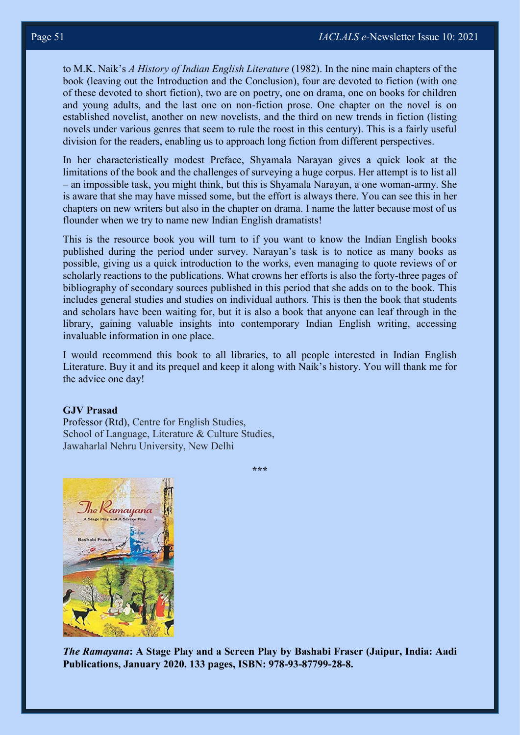to M.K. Naik's *A History of Indian English Literature* (1982). In the nine main chapters of the book (leaving out the Introduction and the Conclusion), four are devoted to fiction (with one of these devoted to short fiction), two are on poetry, one on drama, one on books for children and young adults, and the last one on non-fiction prose. One chapter on the novel is on established novelist, another on new novelists, and the third on new trends in fiction (listing novels under various genres that seem to rule the roost in this century). This is a fairly useful division for the readers, enabling us to approach long fiction from different perspectives.

In her characteristically modest Preface, Shyamala Narayan gives a quick look at the limitations of the book and the challenges of surveying a huge corpus. Her attempt is to list all – an impossible task, you might think, but this is Shyamala Narayan, a one woman-army. She is aware that she may have missed some, but the effort is always there. You can see this in her chapters on new writers but also in the chapter on drama. I name the latter because most of us flounder when we try to name new Indian English dramatists!

This is the resource book you will turn to if you want to know the Indian English books published during the period under survey. Narayan's task is to notice as many books as possible, giving us a quick introduction to the works, even managing to quote reviews of or scholarly reactions to the publications. What crowns her efforts is also the forty-three pages of bibliography of secondary sources published in this period that she adds on to the book. This includes general studies and studies on individual authors. This is then the book that students and scholars have been waiting for, but it is also a book that anyone can leaf through in the library, gaining valuable insights into contemporary Indian English writing, accessing invaluable information in one place.

I would recommend this book to all libraries, to all people interested in Indian English Literature. Buy it and its prequel and keep it along with Naik's history. You will thank me for the advice one day!

**GJV Prasad**
Professor (Rtd), Centre for English Studies,
School of Language, Literature & Culture Studies,
Jawaharlal Nehru University, New Delhi

\*\*\*

***The Ramayana*: A Stage Play and a Screen Play by Bashabi Fraser (Jaipur, India: Aadi Publications, January 2020. 133 pages, ISBN: 978-93-87799-28-8.**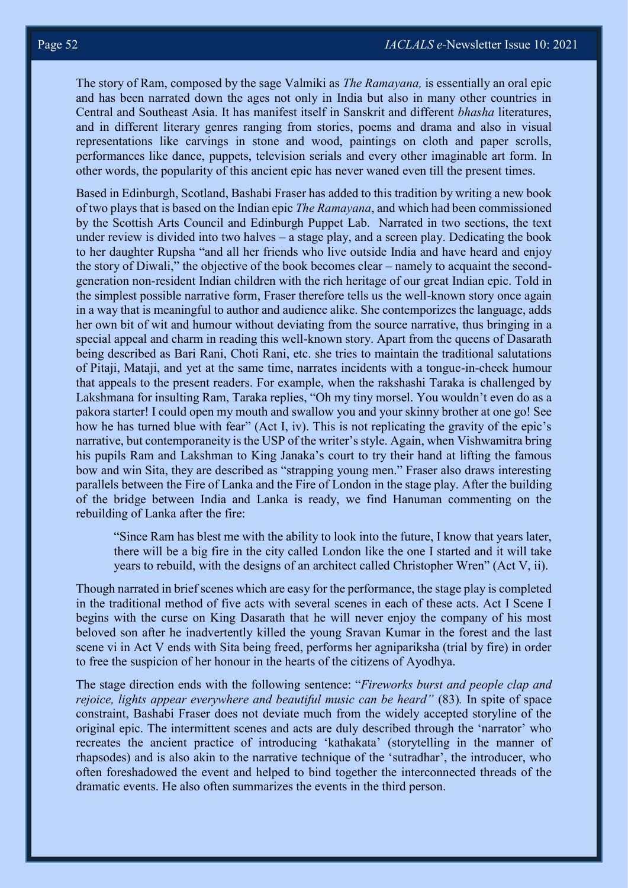The story of Ram, composed by the sage Valmiki as *The Ramayana,* is essentially an oral epic and has been narrated down the ages not only in India but also in many other countries in Central and Southeast Asia. It has manifest itself in Sanskrit and different *bhasha* literatures, and in different literary genres ranging from stories, poems and drama and also in visual representations like carvings in stone and wood, paintings on cloth and paper scrolls, performances like dance, puppets, television serials and every other imaginable art form. In other words, the popularity of this ancient epic has never waned even till the present times.

Based in Edinburgh, Scotland, Bashabi Fraser has added to this tradition by writing a new book of two plays that is based on the Indian epic *The Ramayana*, and which had been commissioned by the Scottish Arts Council and Edinburgh Puppet Lab. Narrated in two sections, the text under review is divided into two halves – a stage play, and a screen play. Dedicating the book to her daughter Rupsha "and all her friends who live outside India and have heard and enjoy the story of Diwali," the objective of the book becomes clear – namely to acquaint the second-generation non-resident Indian children with the rich heritage of our great Indian epic. Told in the simplest possible narrative form, Fraser therefore tells us the well-known story once again in a way that is meaningful to author and audience alike. She contemporizes the language, adds her own bit of wit and humour without deviating from the source narrative, thus bringing in a special appeal and charm in reading this well-known story. Apart from the queens of Dasarath being described as Bari Rani, Choti Rani, etc. she tries to maintain the traditional salutations of Pitaji, Mataji, and yet at the same time, narrates incidents with a tongue-in-cheek humour that appeals to the present readers. For example, when the rakshashi Taraka is challenged by Lakshmana for insulting Ram, Taraka replies, "Oh my tiny morsel. You wouldn't even do as a pakora starter! I could open my mouth and swallow you and your skinny brother at one go! See how he has turned blue with fear" (Act I, iv). This is not replicating the gravity of the epic's narrative, but contemporaneity is the USP of the writer's style. Again, when Vishwamitra bring his pupils Ram and Lakshman to King Janaka's court to try their hand at lifting the famous bow and win Sita, they are described as "strapping young men." Fraser also draws interesting parallels between the Fire of Lanka and the Fire of London in the stage play. After the building of the bridge between India and Lanka is ready, we find Hanuman commenting on the rebuilding of Lanka after the fire:

> "Since Ram has blest me with the ability to look into the future, I know that years later, there will be a big fire in the city called London like the one I started and it will take years to rebuild, with the designs of an architect called Christopher Wren" (Act V, ii).

Though narrated in brief scenes which are easy for the performance, the stage play is completed in the traditional method of five acts with several scenes in each of these acts. Act I Scene I begins with the curse on King Dasarath that he will never enjoy the company of his most beloved son after he inadvertently killed the young Sravan Kumar in the forest and the last scene vi in Act V ends with Sita being freed, performs her agnipariksha (trial by fire) in order to free the suspicion of her honour in the hearts of the citizens of Ayodhya.

The stage direction ends with the following sentence: "*Fireworks burst and people clap and rejoice, lights appear everywhere and beautiful music can be heard"* (83)*.* In spite of space constraint, Bashabi Fraser does not deviate much from the widely accepted storyline of the original epic. The intermittent scenes and acts are duly described through the 'narrator' who recreates the ancient practice of introducing 'kathakata' (storytelling in the manner of rhapsodes) and is also akin to the narrative technique of the 'sutradhar', the introducer, who often foreshadowed the event and helped to bind together the interconnected threads of the dramatic events. He also often summarizes the events in the third person.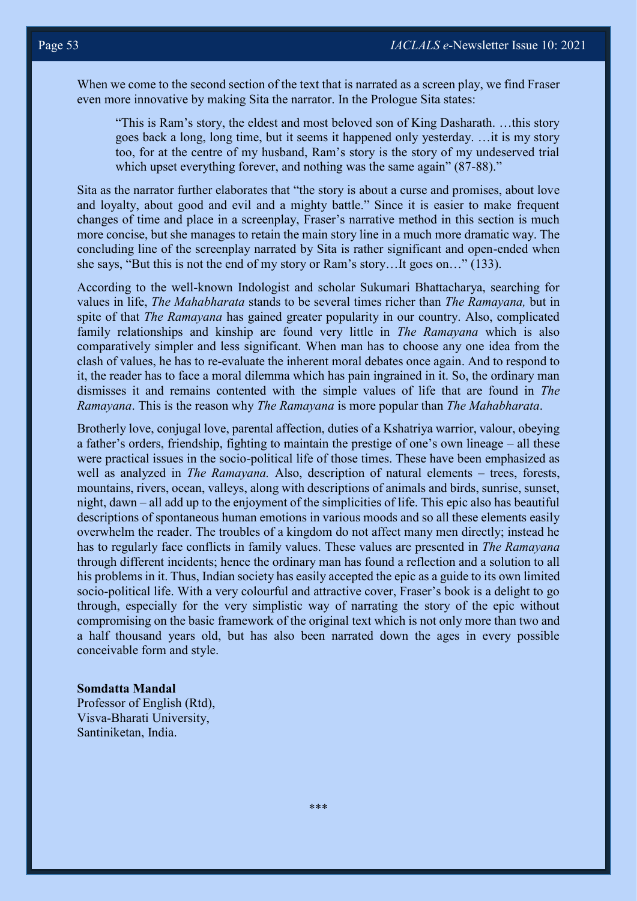When we come to the second section of the text that is narrated as a screen play, we find Fraser even more innovative by making Sita the narrator. In the Prologue Sita states:

> "This is Ram's story, the eldest and most beloved son of King Dasharath. …this story goes back a long, long time, but it seems it happened only yesterday. …it is my story too, for at the centre of my husband, Ram's story is the story of my undeserved trial which upset everything forever, and nothing was the same again" (87-88)."

Sita as the narrator further elaborates that "the story is about a curse and promises, about love and loyalty, about good and evil and a mighty battle." Since it is easier to make frequent changes of time and place in a screenplay, Fraser's narrative method in this section is much more concise, but she manages to retain the main story line in a much more dramatic way. The concluding line of the screenplay narrated by Sita is rather significant and open-ended when she says, "But this is not the end of my story or Ram's story…It goes on…" (133).

According to the well-known Indologist and scholar Sukumari Bhattacharya, searching for values in life, *The Mahabharata* stands to be several times richer than *The Ramayana,* but in spite of that *The Ramayana* has gained greater popularity in our country. Also, complicated family relationships and kinship are found very little in *The Ramayana* which is also comparatively simpler and less significant. When man has to choose any one idea from the clash of values, he has to re-evaluate the inherent moral debates once again. And to respond to it, the reader has to face a moral dilemma which has pain ingrained in it. So, the ordinary man dismisses it and remains contented with the simple values of life that are found in *The Ramayana*. This is the reason why *The Ramayana* is more popular than *The Mahabharata*.

Brotherly love, conjugal love, parental affection, duties of a Kshatriya warrior, valour, obeying a father's orders, friendship, fighting to maintain the prestige of one's own lineage – all these were practical issues in the socio-political life of those times. These have been emphasized as well as analyzed in *The Ramayana.* Also, description of natural elements – trees, forests, mountains, rivers, ocean, valleys, along with descriptions of animals and birds, sunrise, sunset, night, dawn – all add up to the enjoyment of the simplicities of life. This epic also has beautiful descriptions of spontaneous human emotions in various moods and so all these elements easily overwhelm the reader. The troubles of a kingdom do not affect many men directly; instead he has to regularly face conflicts in family values. These values are presented in *The Ramayana* through different incidents; hence the ordinary man has found a reflection and a solution to all his problems in it. Thus, Indian society has easily accepted the epic as a guide to its own limited socio-political life. With a very colourful and attractive cover, Fraser's book is a delight to go through, especially for the very simplistic way of narrating the story of the epic without compromising on the basic framework of the original text which is not only more than two and a half thousand years old, but has also been narrated down the ages in every possible conceivable form and style.

**Somdatta Mandal**
Professor of English (Rtd),
Visva-Bharati University,
Santiniketan, India.

\*\*\*